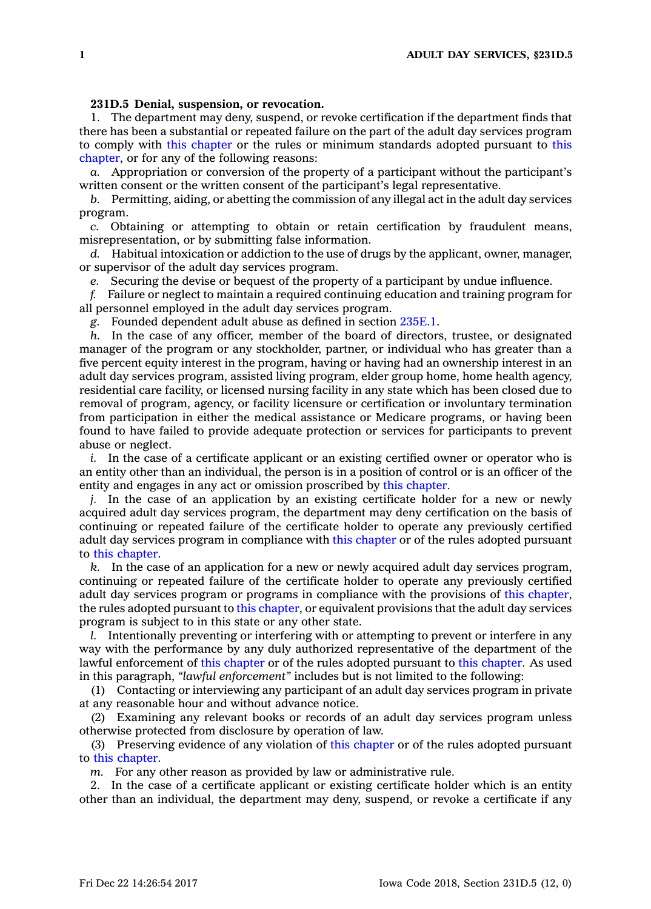**231D.5 Denial, suspension, or revocation.**

1. The department may deny, suspend, or revoke certification if the department finds that there has been a substantial or repeated failure on the part of the adult day services program to comply with this chapter or the rules or minimum standards adopted pursuant to this chapter, or for any of the following reasons:

*a.* Appropriation or conversion of the property of a participant without the participant's written consent or the written consent of the participant's legal representative.

*b.* Permitting, aiding, or abetting the commission of any illegal act in the adult day services program.

*c.* Obtaining or attempting to obtain or retain certification by fraudulent means, misrepresentation, or by submitting false information.

*d.* Habitual intoxication or addiction to the use of drugs by the applicant, owner, manager, or supervisor of the adult day services program.

*e.* Securing the devise or bequest of the property of a participant by undue influence.

*f.* Failure or neglect to maintain a required continuing education and training program for all personnel employed in the adult day services program.

*g.* Founded dependent adult abuse as defined in section 235E.1.

*h.* In the case of any officer, member of the board of directors, trustee, or designated manager of the program or any stockholder, partner, or individual who has greater than a five percent equity interest in the program, having or having had an ownership interest in an adult day services program, assisted living program, elder group home, home health agency, residential care facility, or licensed nursing facility in any state which has been closed due to removal of program, agency, or facility licensure or certification or involuntary termination from participation in either the medical assistance or Medicare programs, or having been found to have failed to provide adequate protection or services for participants to prevent abuse or neglect.

*i.* In the case of a certificate applicant or an existing certified owner or operator who is an entity other than an individual, the person is in a position of control or is an officer of the entity and engages in any act or omission proscribed by this chapter.

*j.* In the case of an application by an existing certificate holder for a new or newly acquired adult day services program, the department may deny certification on the basis of continuing or repeated failure of the certificate holder to operate any previously certified adult day services program in compliance with this chapter or of the rules adopted pursuant to this chapter.

*k.* In the case of an application for a new or newly acquired adult day services program, continuing or repeated failure of the certificate holder to operate any previously certified adult day services program or programs in compliance with the provisions of this chapter, the rules adopted pursuant to this chapter, or equivalent provisions that the adult day services program is subject to in this state or any other state.

*l.* Intentionally preventing or interfering with or attempting to prevent or interfere in any way with the performance by any duly authorized representative of the department of the lawful enforcement of this chapter or of the rules adopted pursuant to this chapter. As used in this paragraph, *"lawful enforcement"* includes but is not limited to the following:

(1) Contacting or interviewing any participant of an adult day services program in private at any reasonable hour and without advance notice.

(2) Examining any relevant books or records of an adult day services program unless otherwise protected from disclosure by operation of law.

(3) Preserving evidence of any violation of this chapter or of the rules adopted pursuant to this chapter.

*m.* For any other reason as provided by law or administrative rule.

2. In the case of a certificate applicant or existing certificate holder which is an entity other than an individual, the department may deny, suspend, or revoke a certificate if any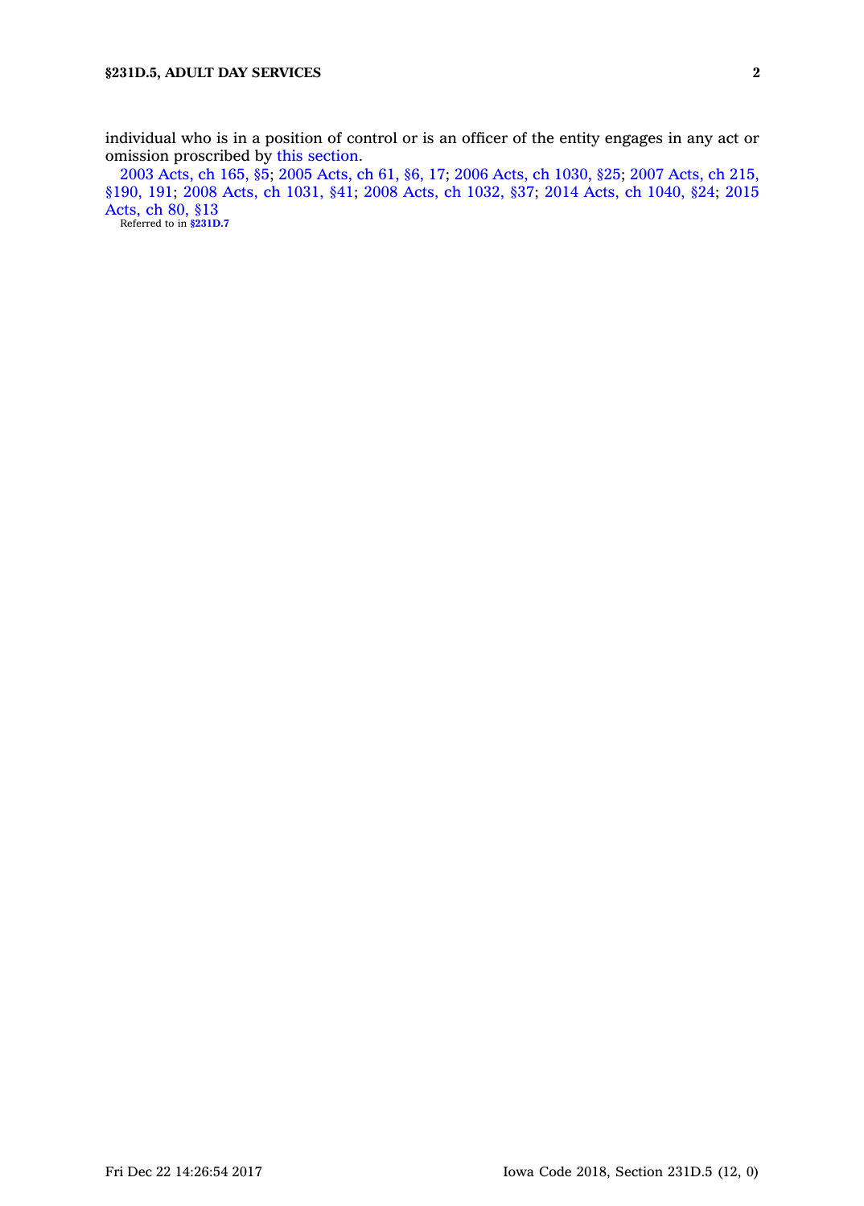individual who is in a position of control or is an officer of the entity engages in any act or omission proscribed by this section.

2003 Acts, ch 165, §5; 2005 Acts, ch 61, §6, 17; 2006 Acts, ch 1030, §25; 2007 Acts, ch 215, §190, 191; 2008 Acts, ch 1031, §41; 2008 Acts, ch 1032, §37; 2014 Acts, ch 1040, §24; 2015 Acts, ch 80, §13

Referred to in **§231D.7**